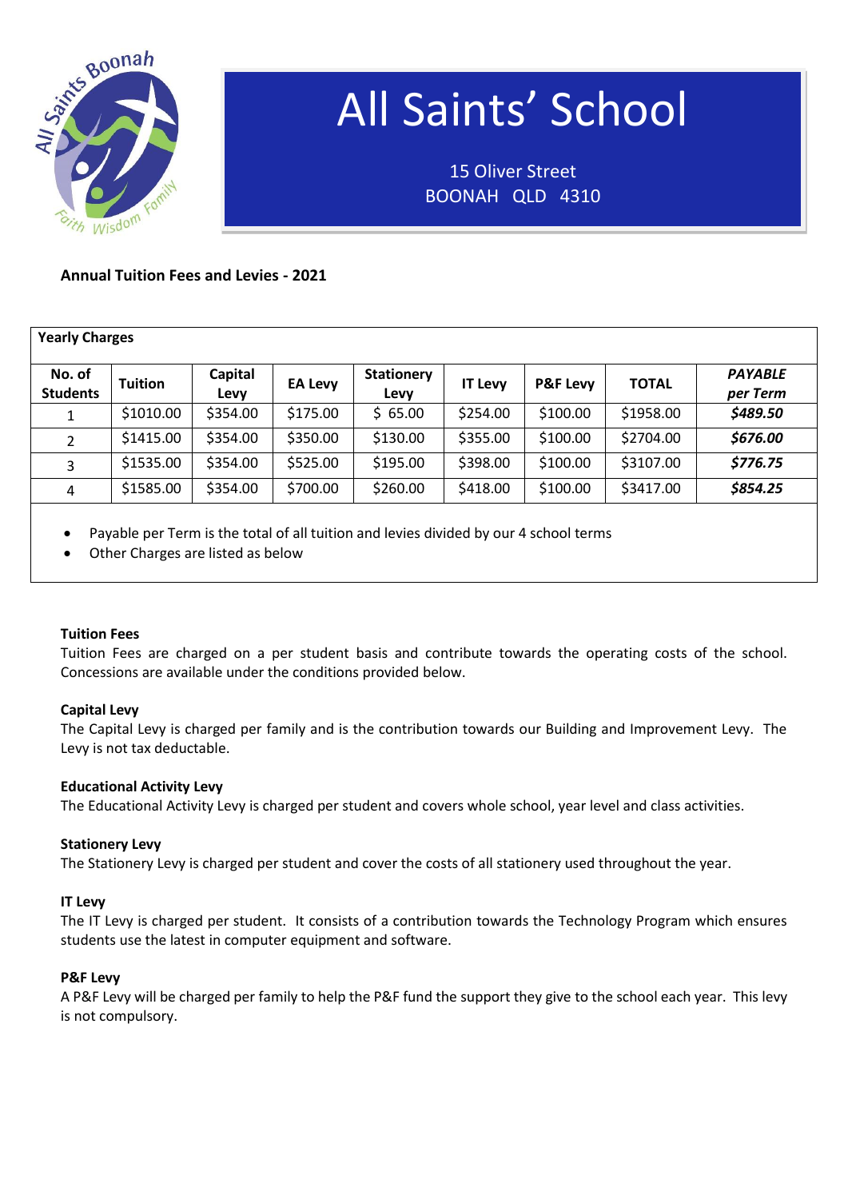# All Saints' School

15 Oliver Street
BOONAH QLD 4310

**Annual Tuition Fees and Levies - 2021**

**Yearly Charges**

| No. of Students | Tuition | Capital Levy | EA Levy | Stationery Levy | IT Levy | P&F Levy | TOTAL | *PAYABLE per Term* |
|---|---|---|---|---|---|---|---|---|
| 1 | $1010.00 | $354.00 | $175.00 | $ 65.00 | $254.00 | $100.00 | $1958.00 | ***$489.50*** |
| 2 | $1415.00 | $354.00 | $350.00 | $130.00 | $355.00 | $100.00 | $2704.00 | ***$676.00*** |
| 3 | $1535.00 | $354.00 | $525.00 | $195.00 | $398.00 | $100.00 | $3107.00 | ***$776.75*** |
| 4 | $1585.00 | $354.00 | $700.00 | $260.00 | $418.00 | $100.00 | $3417.00 | ***$854.25*** |

- Payable per Term is the total of all tuition and levies divided by our 4 school terms
- Other Charges are listed as below

**Tuition Fees**
Tuition Fees are charged on a per student basis and contribute towards the operating costs of the school. Concessions are available under the conditions provided below.

**Capital Levy**
The Capital Levy is charged per family and is the contribution towards our Building and Improvement Levy. The Levy is not tax deductable.

**Educational Activity Levy**
The Educational Activity Levy is charged per student and covers whole school, year level and class activities.

**Stationery Levy**
The Stationery Levy is charged per student and cover the costs of all stationery used throughout the year.

**IT Levy**
The IT Levy is charged per student. It consists of a contribution towards the Technology Program which ensures students use the latest in computer equipment and software.

**P&F Levy**
A P&F Levy will be charged per family to help the P&F fund the support they give to the school each year. This levy is not compulsory.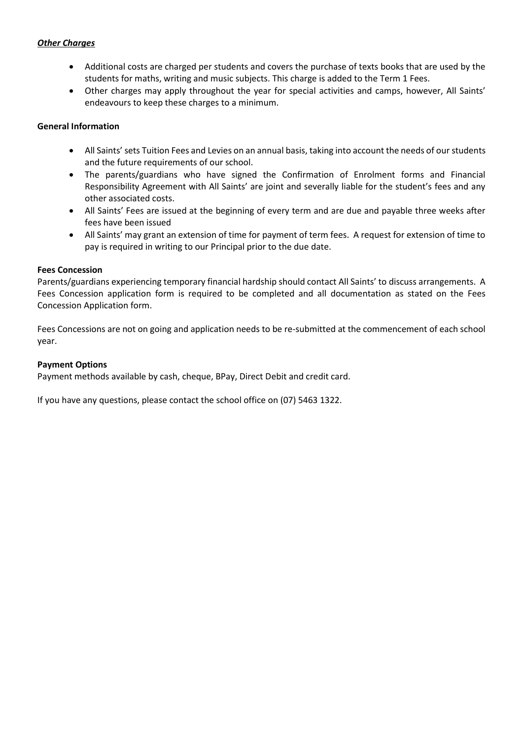### ***Other Charges***

- Additional costs are charged per students and covers the purchase of texts books that are used by the students for maths, writing and music subjects. This charge is added to the Term 1 Fees.
- Other charges may apply throughout the year for special activities and camps, however, All Saints' endeavours to keep these charges to a minimum.

### **General Information**

- All Saints' sets Tuition Fees and Levies on an annual basis, taking into account the needs of our students and the future requirements of our school.
- The parents/guardians who have signed the Confirmation of Enrolment forms and Financial Responsibility Agreement with All Saints' are joint and severally liable for the student's fees and any other associated costs.
- All Saints' Fees are issued at the beginning of every term and are due and payable three weeks after fees have been issued
- All Saints' may grant an extension of time for payment of term fees. A request for extension of time to pay is required in writing to our Principal prior to the due date.

### **Fees Concession**

Parents/guardians experiencing temporary financial hardship should contact All Saints' to discuss arrangements. A Fees Concession application form is required to be completed and all documentation as stated on the Fees Concession Application form.

Fees Concessions are not on going and application needs to be re-submitted at the commencement of each school year.

### **Payment Options**

Payment methods available by cash, cheque, BPay, Direct Debit and credit card.

If you have any questions, please contact the school office on (07) 5463 1322.